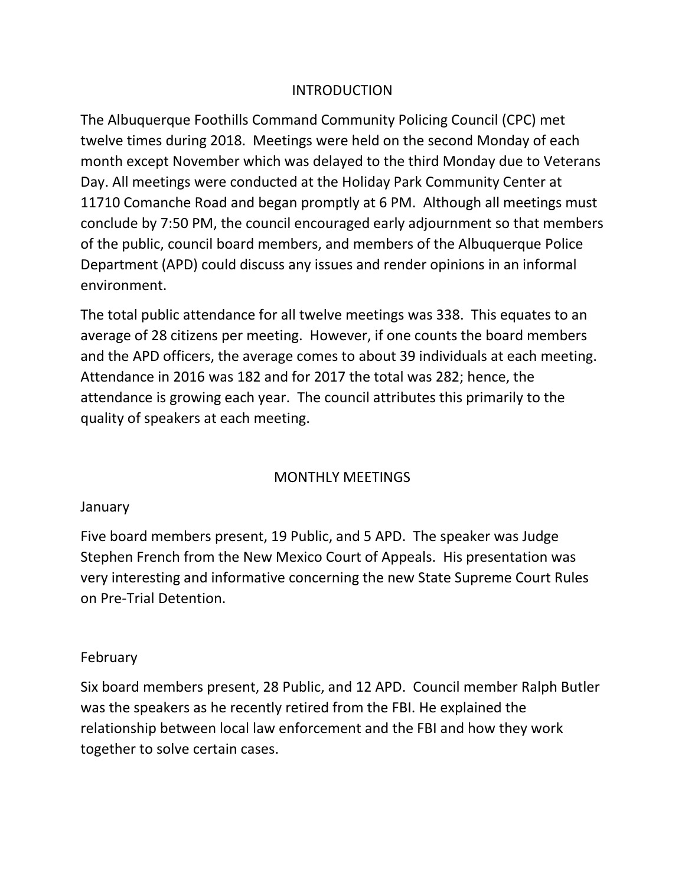# INTRODUCTION

The Albuquerque Foothills Command Community Policing Council (CPC) met twelve times during 2018. Meetings were held on the second Monday of each month except November which was delayed to the third Monday due to Veterans Day. All meetings were conducted at the Holiday Park Community Center at 11710 Comanche Road and began promptly at 6 PM. Although all meetings must conclude by 7:50 PM, the council encouraged early adjournment so that members of the public, council board members, and members of the Albuquerque Police Department (APD) could discuss any issues and render opinions in an informal environment.

The total public attendance for all twelve meetings was 338. This equates to an average of 28 citizens per meeting. However, if one counts the board members and the APD officers, the average comes to about 39 individuals at each meeting. Attendance in 2016 was 182 and for 2017 the total was 282; hence, the attendance is growing each year. The council attributes this primarily to the quality of speakers at each meeting.

# MONTHLY MEETINGS

## January

Five board members present, 19 Public, and 5 APD. The speaker was Judge Stephen French from the New Mexico Court of Appeals. His presentation was very interesting and informative concerning the new State Supreme Court Rules on Pre-Trial Detention.

## February

Six board members present, 28 Public, and 12 APD. Council member Ralph Butler was the speakers as he recently retired from the FBI. He explained the relationship between local law enforcement and the FBI and how they work together to solve certain cases.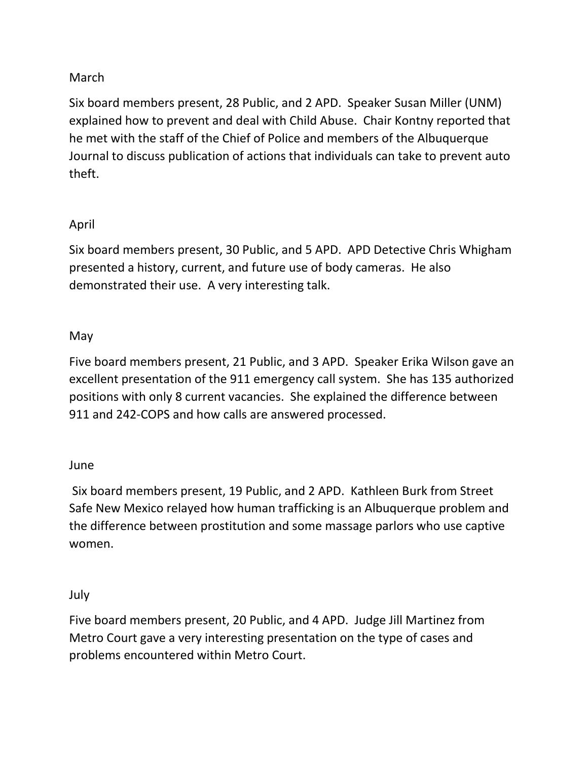March

Six board members present, 28 Public, and 2 APD. Speaker Susan Miller (UNM) explained how to prevent and deal with Child Abuse. Chair Kontny reported that he met with the staff of the Chief of Police and members of the Albuquerque Journal to discuss publication of actions that individuals can take to prevent auto theft.

April

Six board members present, 30 Public, and 5 APD. APD Detective Chris Whigham presented a history, current, and future use of body cameras. He also demonstrated their use. A very interesting talk.

May

Five board members present, 21 Public, and 3 APD. Speaker Erika Wilson gave an excellent presentation of the 911 emergency call system. She has 135 authorized positions with only 8 current vacancies. She explained the difference between 911 and 242-COPS and how calls are answered processed.

June

Six board members present, 19 Public, and 2 APD. Kathleen Burk from Street Safe New Mexico relayed how human trafficking is an Albuquerque problem and the difference between prostitution and some massage parlors who use captive women.

July

Five board members present, 20 Public, and 4 APD. Judge Jill Martinez from Metro Court gave a very interesting presentation on the type of cases and problems encountered within Metro Court.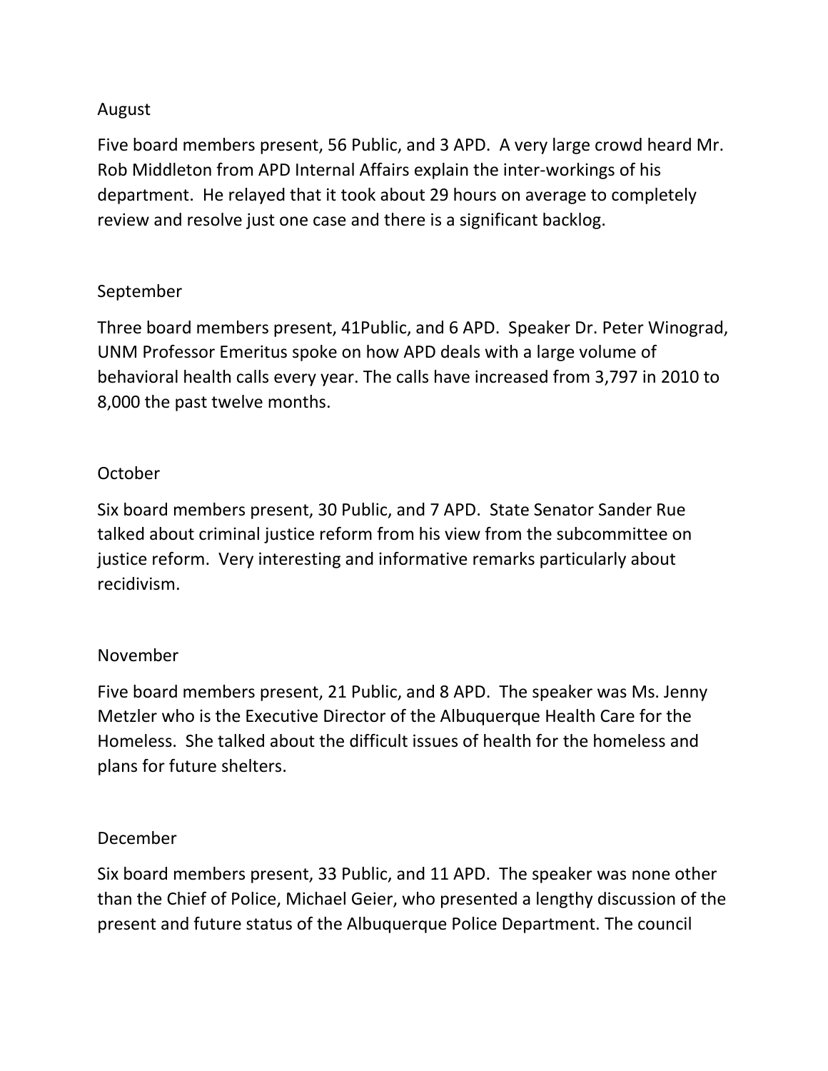August

Five board members present, 56 Public, and 3 APD. A very large crowd heard Mr. Rob Middleton from APD Internal Affairs explain the inter-workings of his department. He relayed that it took about 29 hours on average to completely review and resolve just one case and there is a significant backlog.

September

Three board members present, 41Public, and 6 APD. Speaker Dr. Peter Winograd, UNM Professor Emeritus spoke on how APD deals with a large volume of behavioral health calls every year. The calls have increased from 3,797 in 2010 to 8,000 the past twelve months.

October

Six board members present, 30 Public, and 7 APD. State Senator Sander Rue talked about criminal justice reform from his view from the subcommittee on justice reform. Very interesting and informative remarks particularly about recidivism.

November

Five board members present, 21 Public, and 8 APD. The speaker was Ms. Jenny Metzler who is the Executive Director of the Albuquerque Health Care for the Homeless. She talked about the difficult issues of health for the homeless and plans for future shelters.

December

Six board members present, 33 Public, and 11 APD. The speaker was none other than the Chief of Police, Michael Geier, who presented a lengthy discussion of the present and future status of the Albuquerque Police Department. The council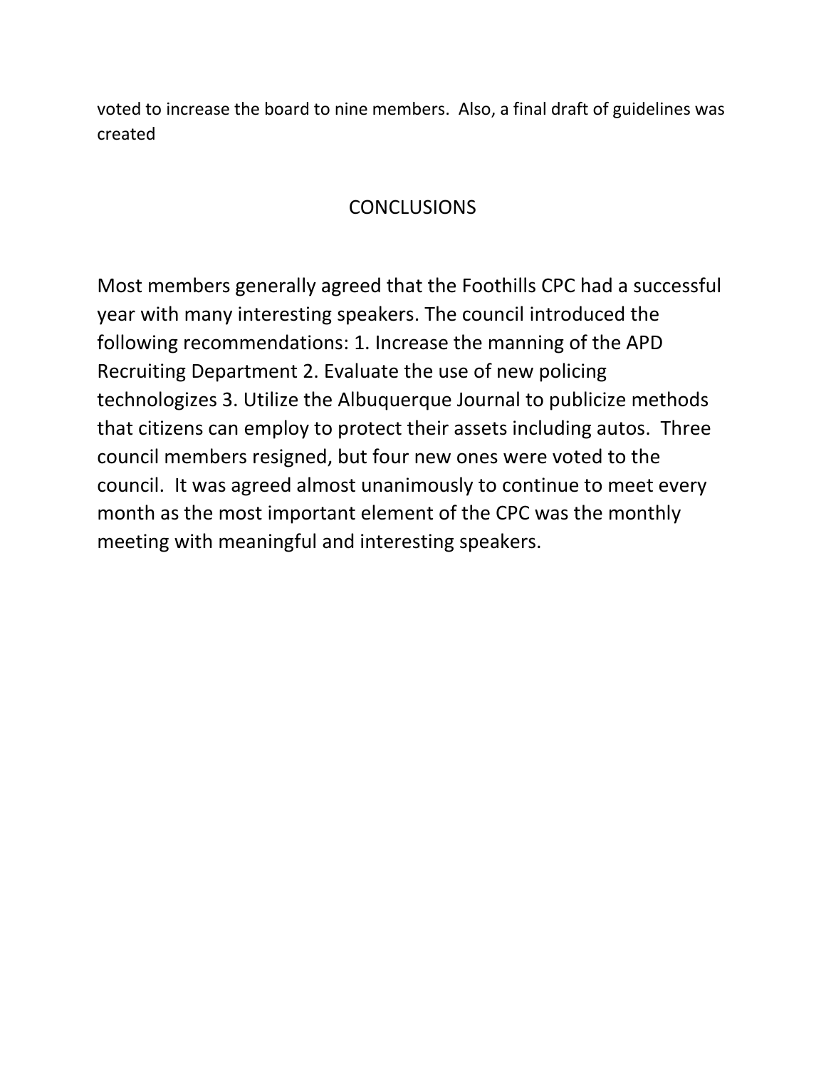voted to increase the board to nine members. Also, a final draft of guidelines was created

## CONCLUSIONS

Most members generally agreed that the Foothills CPC had a successful year with many interesting speakers. The council introduced the following recommendations: 1. Increase the manning of the APD Recruiting Department 2. Evaluate the use of new policing technologizes 3. Utilize the Albuquerque Journal to publicize methods that citizens can employ to protect their assets including autos. Three council members resigned, but four new ones were voted to the council. It was agreed almost unanimously to continue to meet every month as the most important element of the CPC was the monthly meeting with meaningful and interesting speakers.